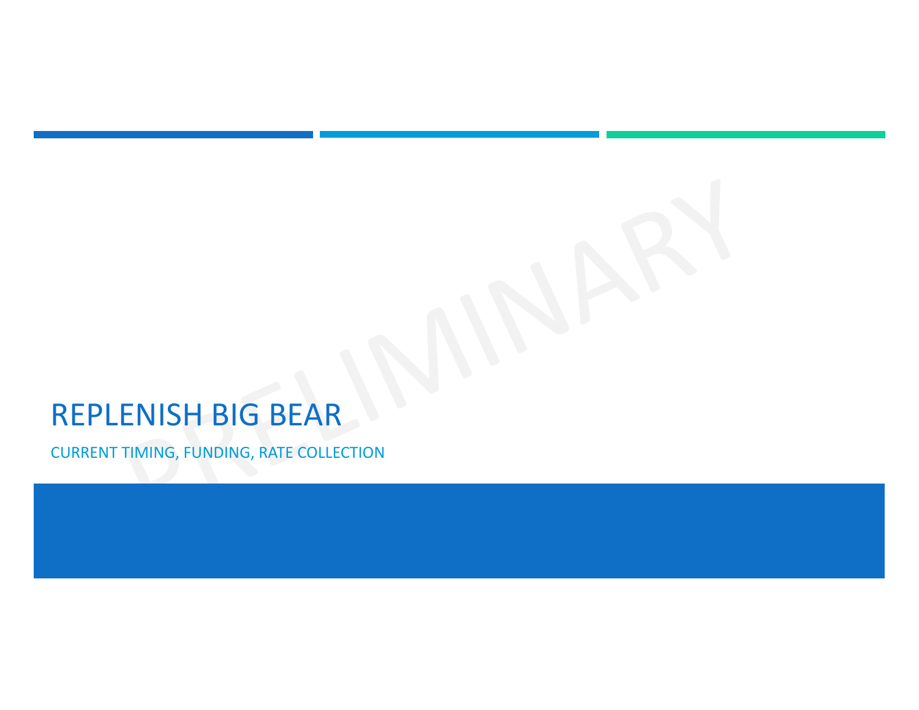# REPLENISH BIG BEAR

CURRENT TIMING, FUNDING, RATE COLLECTION

PRELIMINARY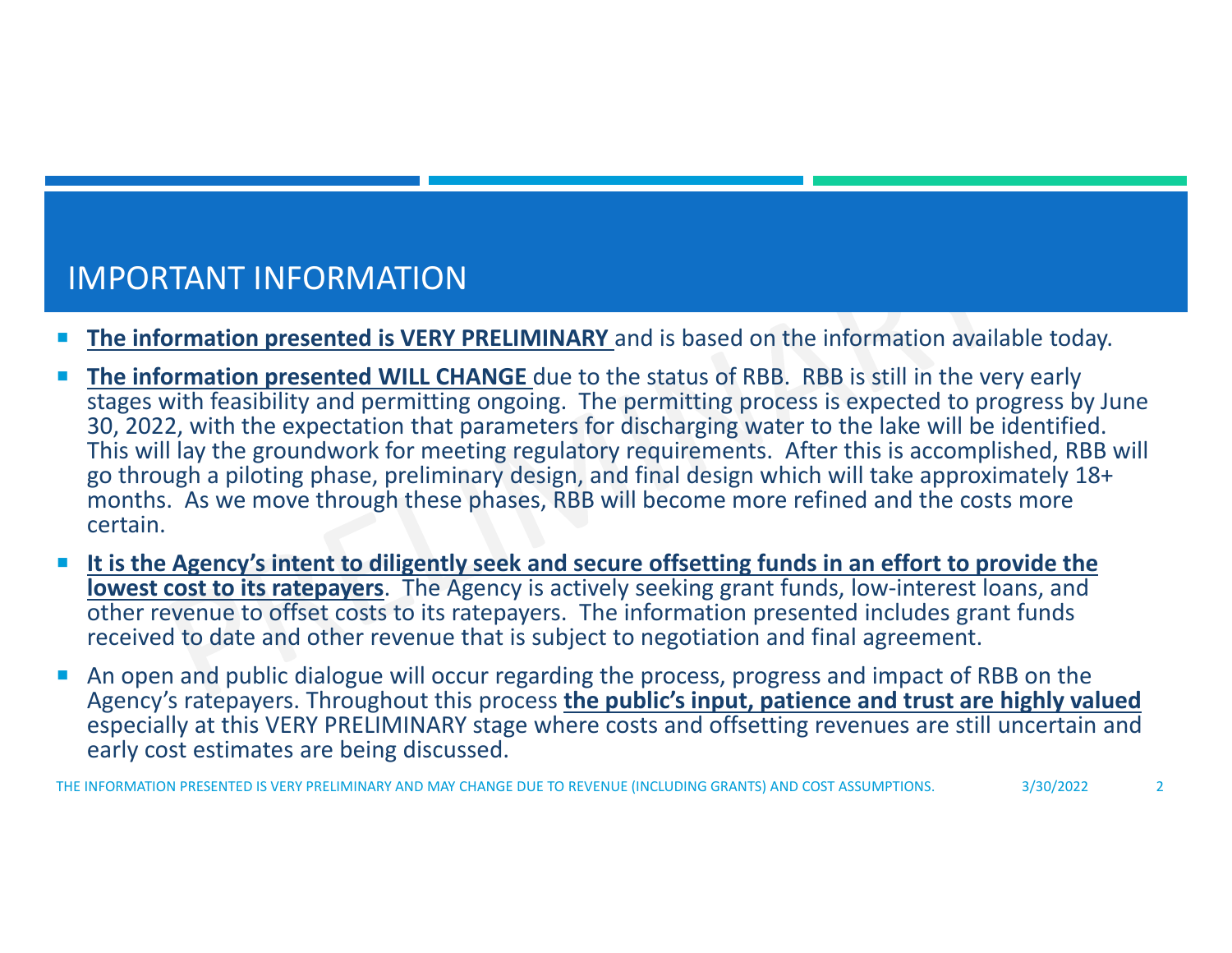# IMPORTANT INFORMATION

- **The information presented is VERY PRELIMINARY** and is based on the information available today.
- **The information presented WILL CHANGE** due to the status of RBB. RBB is still in the very early stages with feasibility and permitting ongoing. The permitting process is expected to progress by June 30, 2022, with the expectation that parameters for discharging water to the lake will be identified. This will lay the groundwork for meeting regulatory requirements. After this is accomplished, RBB will go through a piloting phase, preliminary design, and final design which will take approximately 18+ months. As we move through these phases, RBB will become more refined and the costs more certain.
- **It is the Agency's intent to diligently seek and secure offsetting funds in an effort to provide the lowest cost to its ratepayers**. The Agency is actively seeking grant funds, low-interest loans, and other revenue to offset costs to its ratepayers. The information presented includes grant funds received to date and other revenue that is subject to negotiation and final agreement.
- An open and public dialogue will occur regarding the process, progress and impact of RBB on the Agency's ratepayers. Throughout this process **the public's input, patience and trust are highly valued** especially at this VERY PRELIMINARY stage where costs and offsetting revenues are still uncertain and early cost estimates are being discussed.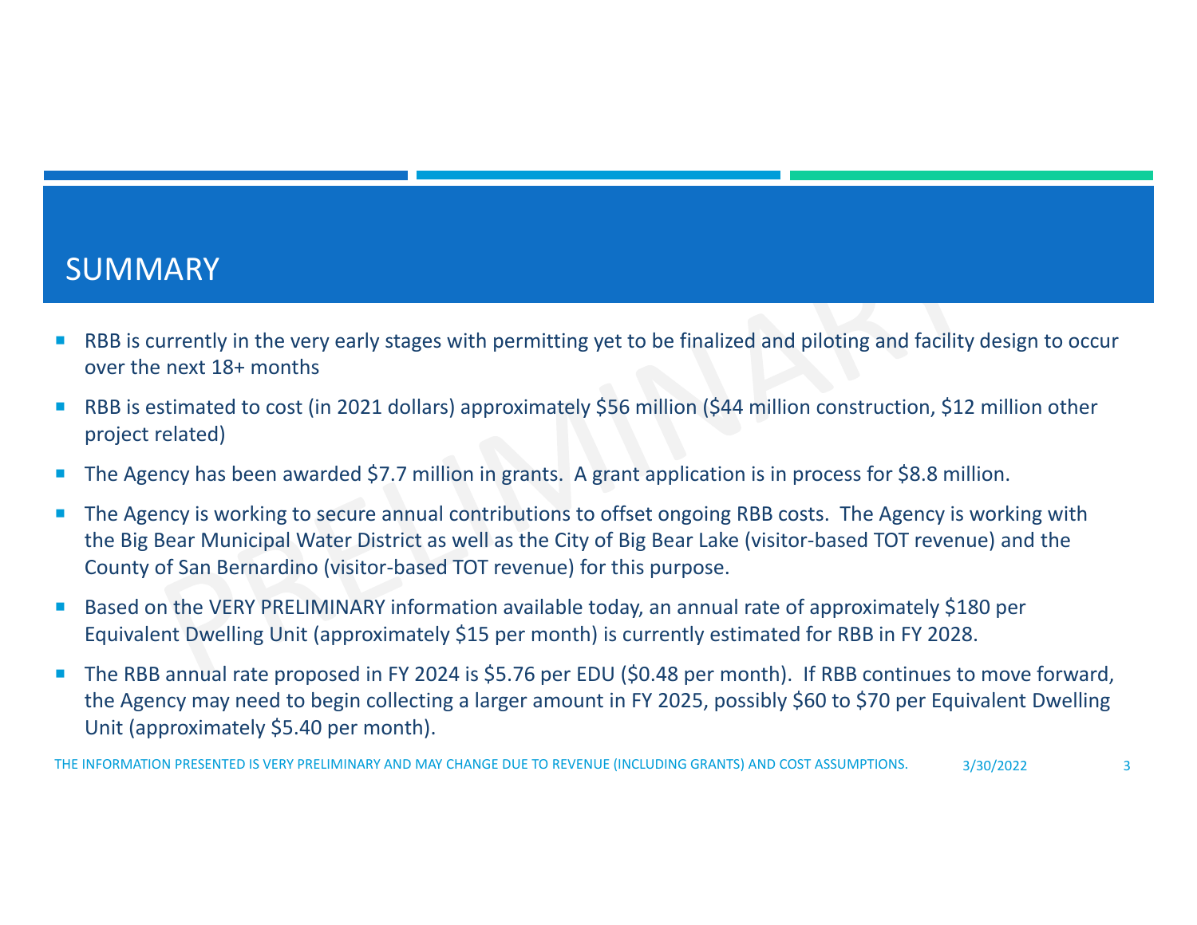# SUMMARY

- RBB is currently in the very early stages with permitting yet to be finalized and piloting and facility design to occur over the next 18+ months
- RBB is estimated to cost (in 2021 dollars) approximately $56 million ($44 million construction, $12 million other project related)
- The Agency has been awarded $7.7 million in grants. A grant application is in process for $8.8 million.
- The Agency is working to secure annual contributions to offset ongoing RBB costs. The Agency is working with the Big Bear Municipal Water District as well as the City of Big Bear Lake (visitor-based TOT revenue) and the County of San Bernardino (visitor-based TOT revenue) for this purpose.
- Based on the VERY PRELIMINARY information available today, an annual rate of approximately $180 per Equivalent Dwelling Unit (approximately $15 per month) is currently estimated for RBB in FY 2028.
- The RBB annual rate proposed in FY 2024 is $5.76 per EDU ($0.48 per month). If RBB continues to move forward, the Agency may need to begin collecting a larger amount in FY 2025, possibly $60 to $70 per Equivalent Dwelling Unit (approximately $5.40 per month).

THE INFORMATION PRESENTED IS VERY PRELIMINARY AND MAY CHANGE DUE TO REVENUE (INCLUDING GRANTS) AND COST ASSUMPTIONS.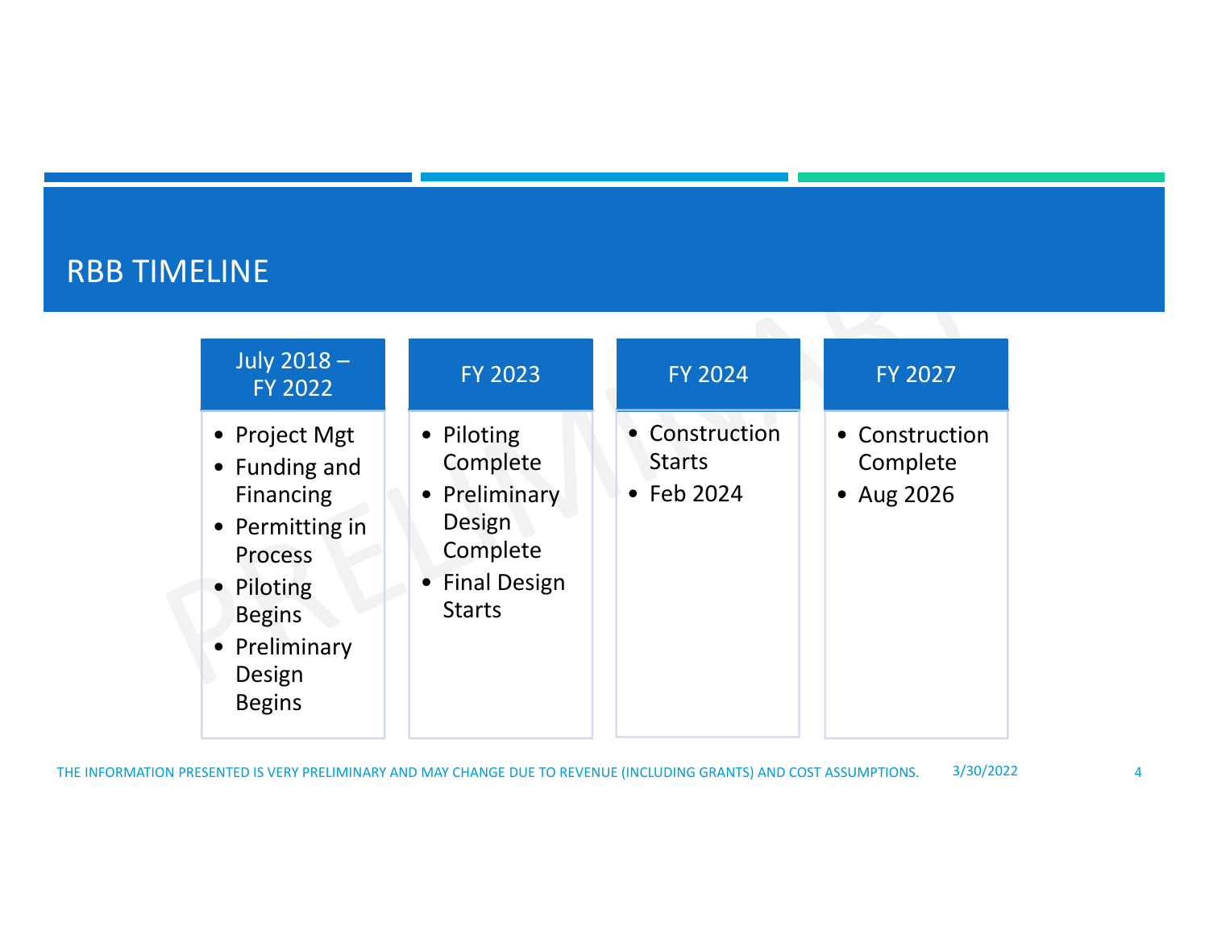# RBB TIMELINE

| July 2018 – FY 2022 | FY 2023 | FY 2024 | FY 2027 |
| --- | --- | --- | --- |
| • Project Mgt<br>• Funding and Financing<br>• Permitting in Process<br>• Piloting Begins<br>• Preliminary Design Begins | • Piloting Complete<br>• Preliminary Design Complete<br>• Final Design Starts | • Construction Starts<br>• Feb 2024 | • Construction Complete<br>• Aug 2026 |

THE INFORMATION PRESENTED IS VERY PRELIMINARY AND MAY CHANGE DUE TO REVENUE (INCLUDING GRANTS) AND COST ASSUMPTIONS.

3/30/2022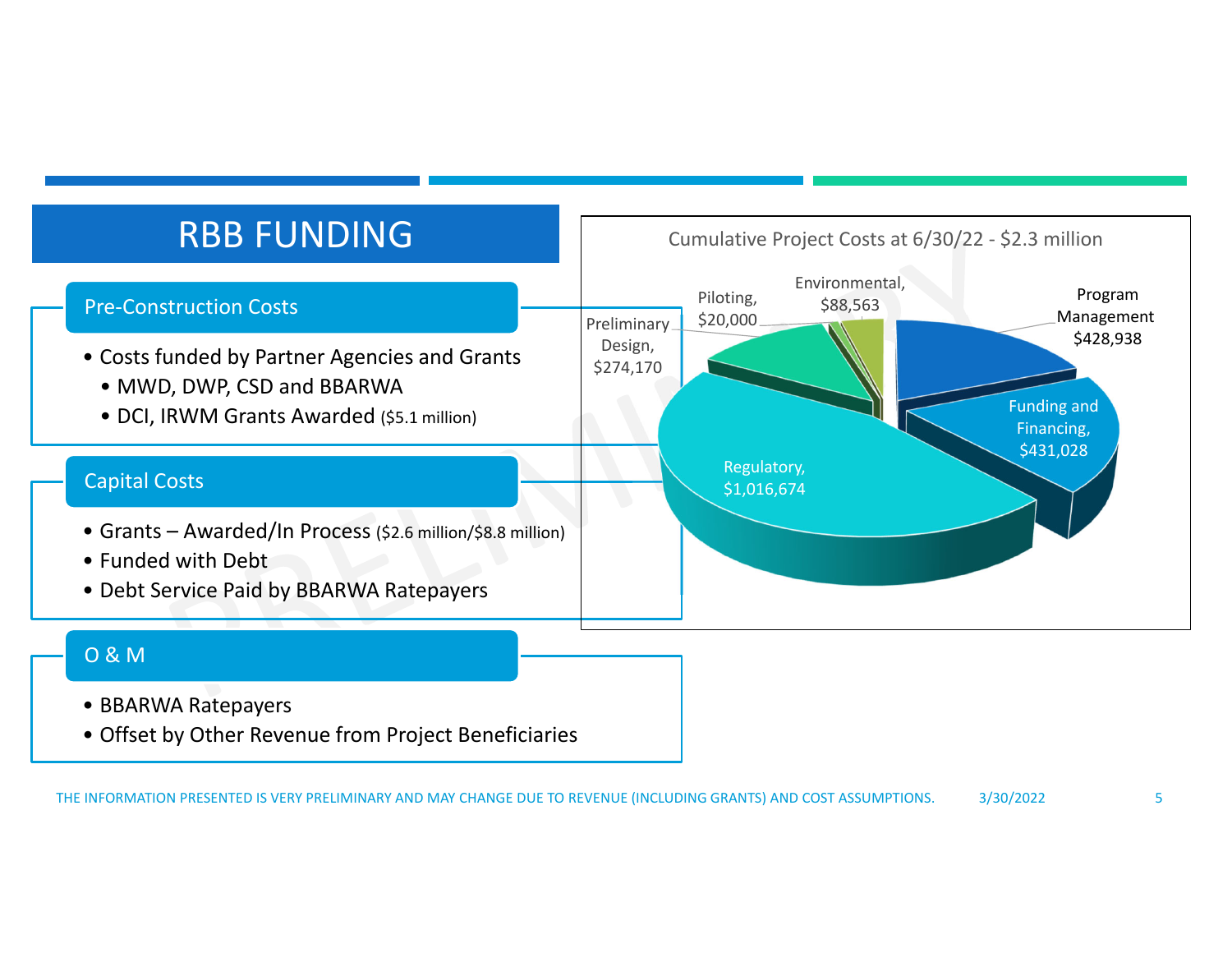# RBB FUNDING

## Pre-Construction Costs

- Costs funded by Partner Agencies and Grants
  - MWD, DWP, CSD and BBARWA
  - DCI, IRWM Grants Awarded ($5.1 million)

## Capital Costs

- Grants – Awarded/In Process ($2.6 million/$8.8 million)
- Funded with Debt
- Debt Service Paid by BBARWA Ratepayers

## O & M

- BBARWA Ratepayers
- Offset by Other Revenue from Project Beneficiaries

**Cumulative Project Costs at 6/30/22 - $2.3 million**

| Category | Cost |
|---|---|
| Regulatory | $1,016,674 |
| Funding and Financing | $431,028 |
| Program Management | $428,938 |
| Preliminary Design | $274,170 |
| Environmental | $88,563 |
| Piloting | $20,000 |

THE INFORMATION PRESENTED IS VERY PRELIMINARY AND MAY CHANGE DUE TO REVENUE (INCLUDING GRANTS) AND COST ASSUMPTIONS. 3/30/2022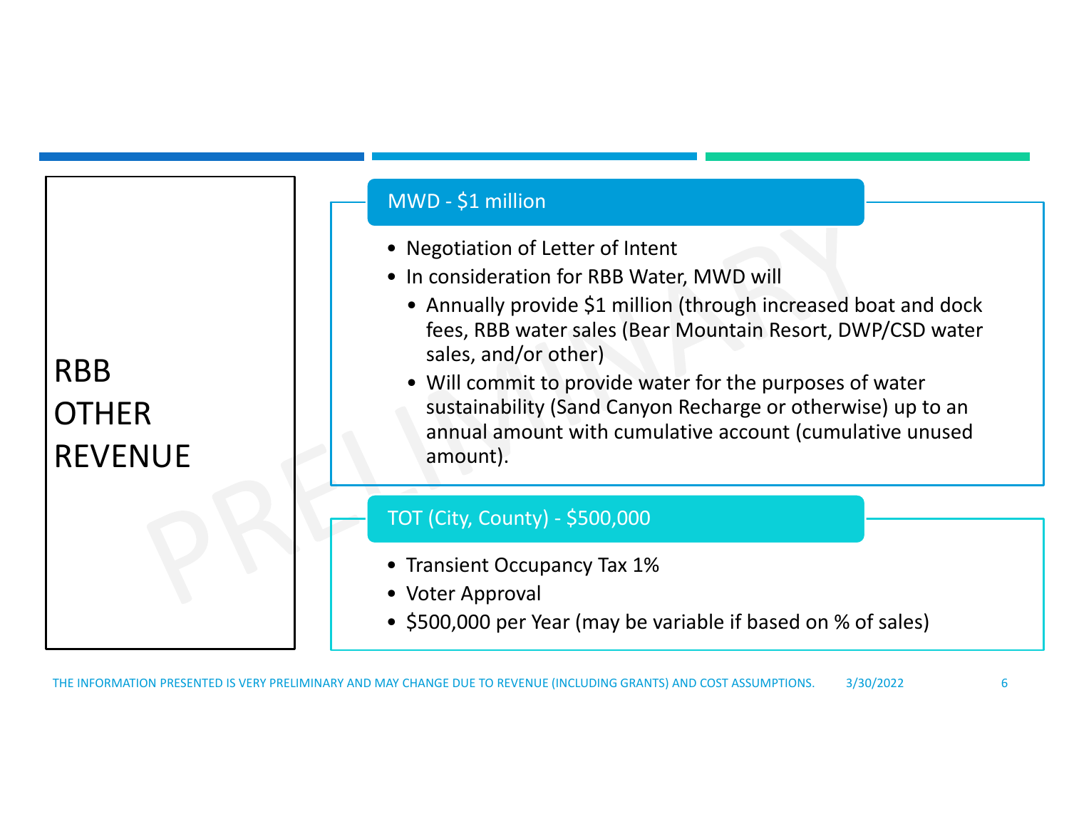# RBB OTHER REVENUE

## MWD - $1 million

- Negotiation of Letter of Intent
- In consideration for RBB Water, MWD will
  - Annually provide $1 million (through increased boat and dock fees, RBB water sales (Bear Mountain Resort, DWP/CSD water sales, and/or other)
  - Will commit to provide water for the purposes of water sustainability (Sand Canyon Recharge or otherwise) up to an annual amount with cumulative account (cumulative unused amount).

## TOT (City, County) - $500,000

- Transient Occupancy Tax 1%
- Voter Approval
- $500,000 per Year (may be variable if based on % of sales)

THE INFORMATION PRESENTED IS VERY PRELIMINARY AND MAY CHANGE DUE TO REVENUE (INCLUDING GRANTS) AND COST ASSUMPTIONS. 3/30/2022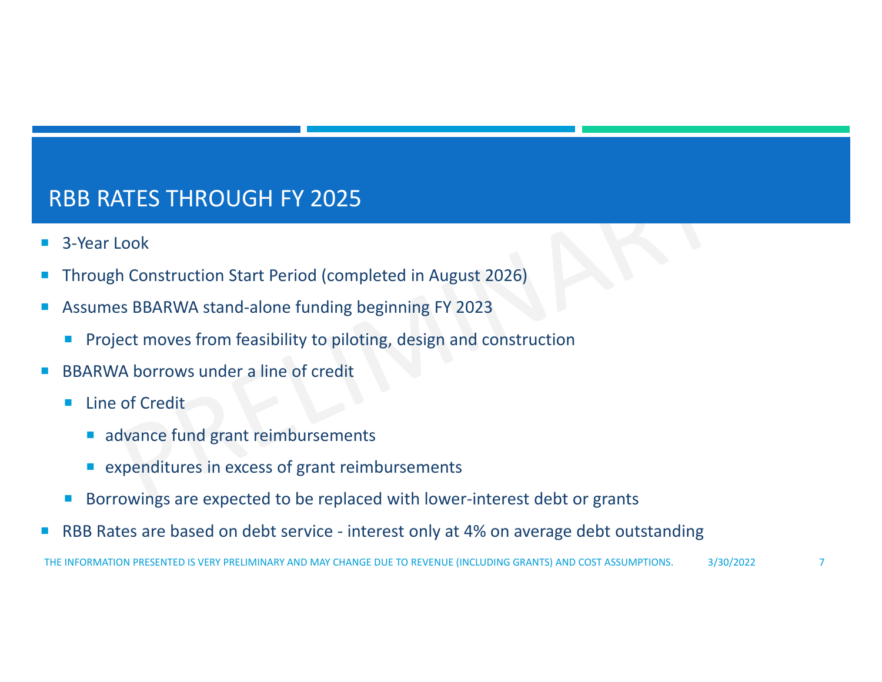# RBB RATES THROUGH FY 2025

- 3-Year Look
- Through Construction Start Period (completed in August 2026)
- Assumes BBARWA stand-alone funding beginning FY 2023
  - Project moves from feasibility to piloting, design and construction
- BBARWA borrows under a line of credit
  - Line of Credit
    - advance fund grant reimbursements
    - expenditures in excess of grant reimbursements
  - Borrowings are expected to be replaced with lower-interest debt or grants
- RBB Rates are based on debt service - interest only at 4% on average debt outstanding

THE INFORMATION PRESENTED IS VERY PRELIMINARY AND MAY CHANGE DUE TO REVENUE (INCLUDING GRANTS) AND COST ASSUMPTIONS.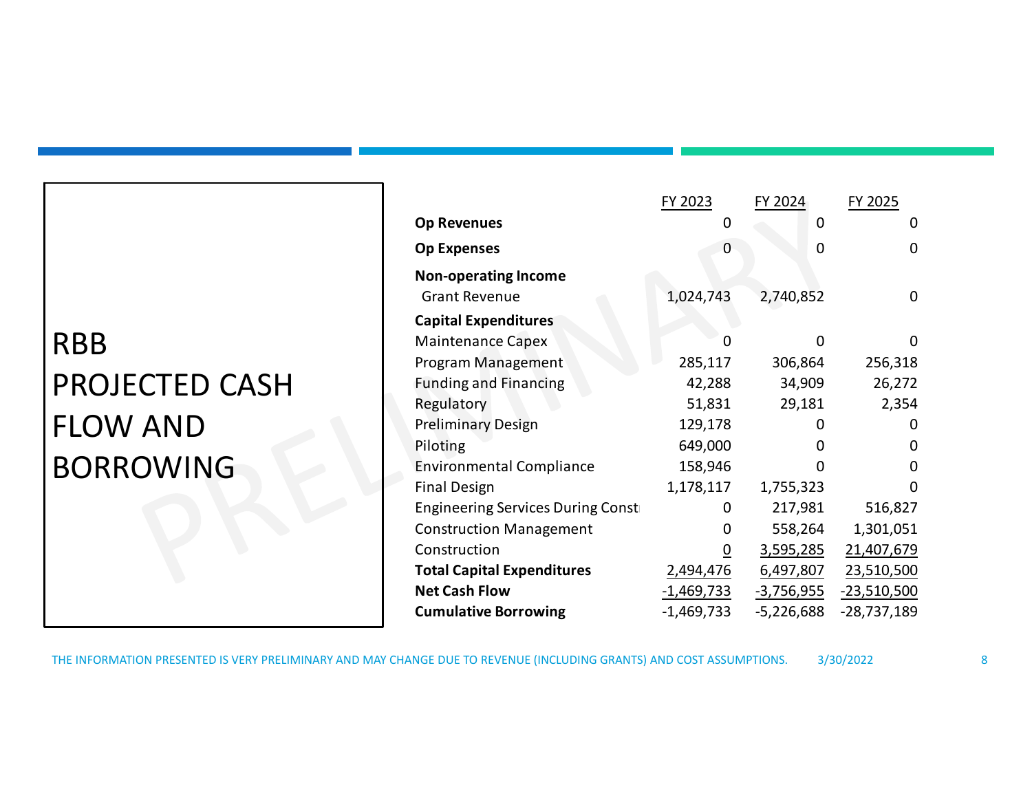# RBB PROJECTED CASH FLOW AND BORROWING

| | FY 2023 | FY 2024 | FY 2025 |
|---|---|---|---|
| **Op Revenues** | 0 | 0 | 0 |
| **Op Expenses** | 0 | 0 | 0 |
| **Non-operating Income** | | | |
| Grant Revenue | 1,024,743 | 2,740,852 | 0 |
| **Capital Expenditures** | | | |
| Maintenance Capex | 0 | 0 | 0 |
| Program Management | 285,117 | 306,864 | 256,318 |
| Funding and Financing | 42,288 | 34,909 | 26,272 |
| Regulatory | 51,831 | 29,181 | 2,354 |
| Preliminary Design | 129,178 | 0 | 0 |
| Piloting | 649,000 | 0 | 0 |
| Environmental Compliance | 158,946 | 0 | 0 |
| Final Design | 1,178,117 | 1,755,323 | 0 |
| Engineering Services During Const | 0 | 217,981 | 516,827 |
| Construction Management | 0 | 558,264 | 1,301,051 |
| Construction | 0 | 3,595,285 | 21,407,679 |
| **Total Capital Expenditures** | 2,494,476 | 6,497,807 | 23,510,500 |
| **Net Cash Flow** | -1,469,733 | -3,756,955 | -23,510,500 |
| **Cumulative Borrowing** | -1,469,733 | -5,226,688 | -28,737,189 |

THE INFORMATION PRESENTED IS VERY PRELIMINARY AND MAY CHANGE DUE TO REVENUE (INCLUDING GRANTS) AND COST ASSUMPTIONS.

3/30/2022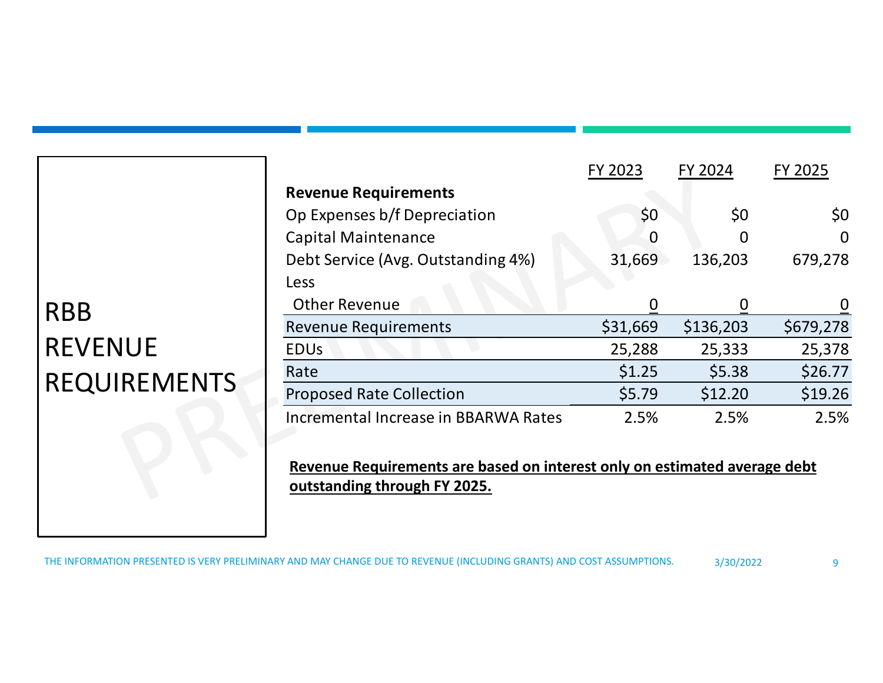# RBB REVENUE REQUIREMENTS

| | FY 2023 | FY 2024 | FY 2025 |
|---|---|---|---|
| **Revenue Requirements** | | | |
| Op Expenses b/f Depreciation | $0 | $0 | $0 |
| Capital Maintenance | 0 | 0 | 0 |
| Debt Service (Avg. Outstanding 4%) | 31,669 | 136,203 | 679,278 |
| Less | | | |
| Other Revenue | 0 | 0 | 0 |
| Revenue Requirements | $31,669 | $136,203 | $679,278 |
| EDUs | 25,288 | 25,333 | 25,378 |
| Rate | $1.25 | $5.38 | $26.77 |
| Proposed Rate Collection | $5.79 | $12.20 | $19.26 |
| Incremental Increase in BBARWA Rates | 2.5% | 2.5% | 2.5% |

**Revenue Requirements are based on interest only on estimated average debt outstanding through FY 2025.**

THE INFORMATION PRESENTED IS VERY PRELIMINARY AND MAY CHANGE DUE TO REVENUE (INCLUDING GRANTS) AND COST ASSUMPTIONS.

3/30/2022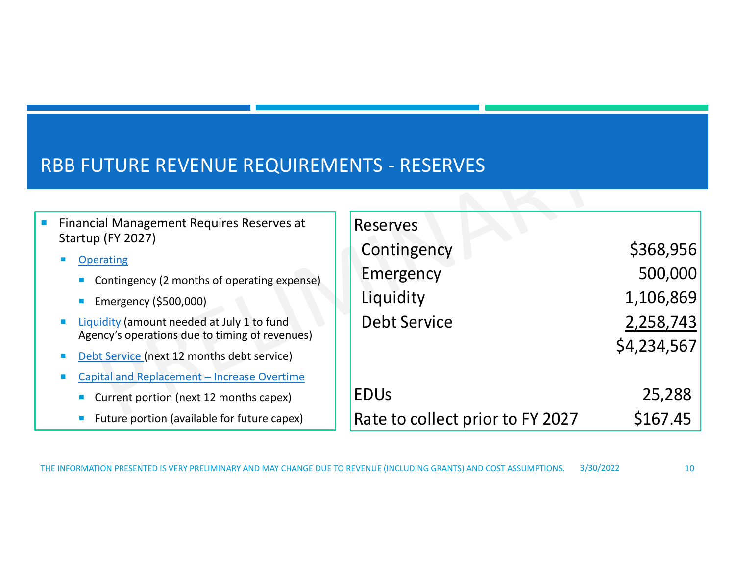# RBB FUTURE REVENUE REQUIREMENTS - RESERVES

- Financial Management Requires Reserves at Startup (FY 2027)
  - Operating
    - Contingency (2 months of operating expense)
    - Emergency ($500,000)
  - Liquidity (amount needed at July 1 to fund Agency's operations due to timing of revenues)
  - Debt Service (next 12 months debt service)
  - Capital and Replacement – Increase Overtime
    - Current portion (next 12 months capex)
    - Future portion (available for future capex)

| Reserves | |
|---|---|
| Contingency | $368,956 |
| Emergency | 500,000 |
| Liquidity | 1,106,869 |
| Debt Service | 2,258,743 |
| | $4,234,567 |
| | |
| EDUs | 25,288 |
| Rate to collect prior to FY 2027 | $167.45 |

THE INFORMATION PRESENTED IS VERY PRELIMINARY AND MAY CHANGE DUE TO REVENUE (INCLUDING GRANTS) AND COST ASSUMPTIONS. 3/30/2022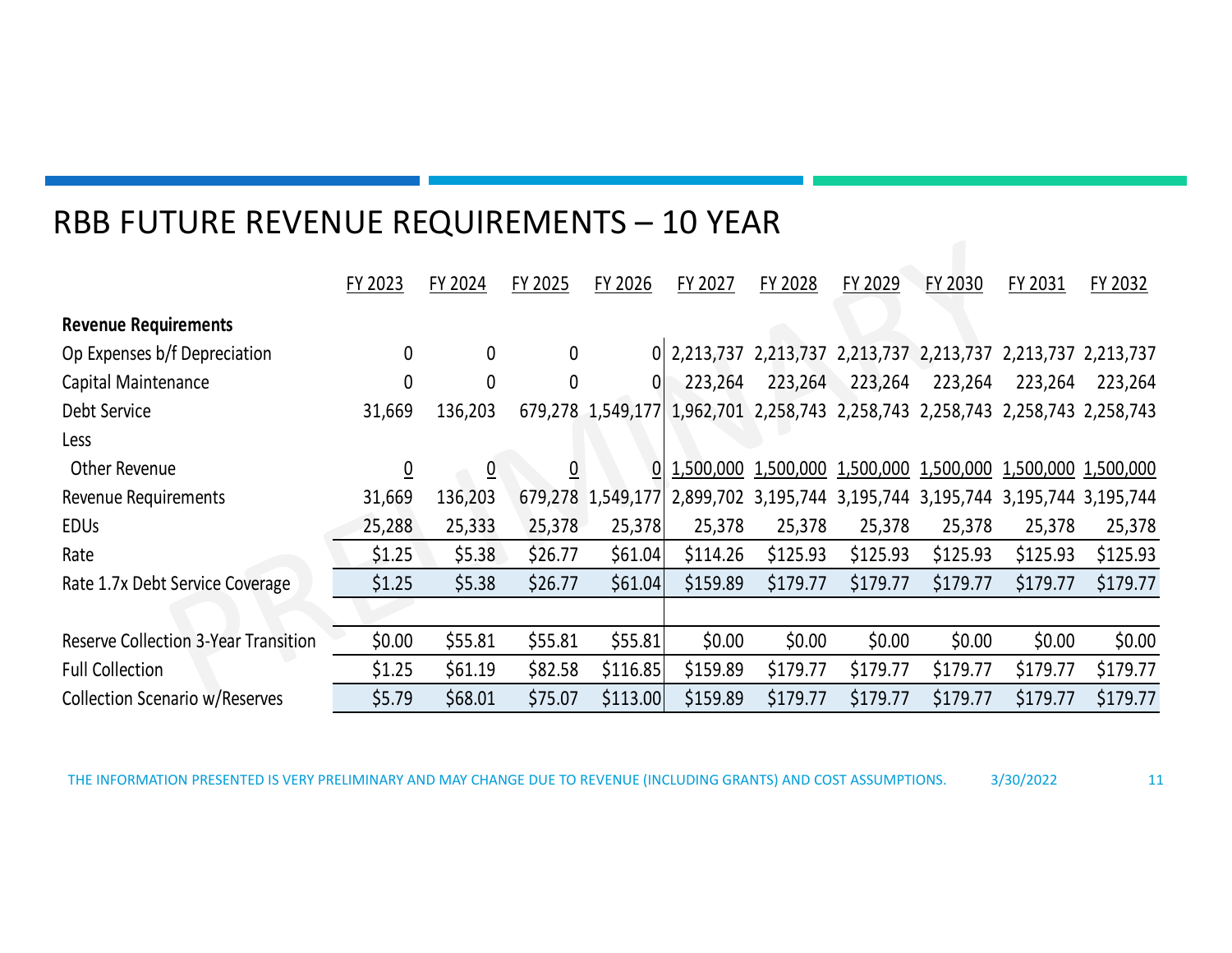# RBB FUTURE REVENUE REQUIREMENTS – 10 YEAR

| | FY 2023 | FY 2024 | FY 2025 | FY 2026 | FY 2027 | FY 2028 | FY 2029 | FY 2030 | FY 2031 | FY 2032 |
|---|---|---|---|---|---|---|---|---|---|---|
| **Revenue Requirements** | | | | | | | | | | |
| Op Expenses b/f Depreciation | 0 | 0 | 0 | 0 | 2,213,737 | 2,213,737 | 2,213,737 | 2,213,737 | 2,213,737 | 2,213,737 |
| Capital Maintenance | 0 | 0 | 0 | 0 | 223,264 | 223,264 | 223,264 | 223,264 | 223,264 | 223,264 |
| Debt Service | 31,669 | 136,203 | 679,278 | 1,549,177 | 1,962,701 | 2,258,743 | 2,258,743 | 2,258,743 | 2,258,743 | 2,258,743 |
| Less | | | | | | | | | | |
| Other Revenue | 0 | 0 | 0 | 0 | 1,500,000 | 1,500,000 | 1,500,000 | 1,500,000 | 1,500,000 | 1,500,000 |
| Revenue Requirements | 31,669 | 136,203 | 679,278 | 1,549,177 | 2,899,702 | 3,195,744 | 3,195,744 | 3,195,744 | 3,195,744 | 3,195,744 |
| EDUs | 25,288 | 25,333 | 25,378 | 25,378 | 25,378 | 25,378 | 25,378 | 25,378 | 25,378 | 25,378 |
| Rate | $1.25 | $5.38 | $26.77 | $61.04 | $114.26 | $125.93 | $125.93 | $125.93 | $125.93 | $125.93 |
| Rate 1.7x Debt Service Coverage | $1.25 | $5.38 | $26.77 | $61.04 | $159.89 | $179.77 | $179.77 | $179.77 | $179.77 | $179.77 |
| | | | | | | | | | | |
| Reserve Collection 3-Year Transition | $0.00 | $55.81 | $55.81 | $55.81 | $0.00 | $0.00 | $0.00 | $0.00 | $0.00 | $0.00 |
| Full Collection | $1.25 | $61.19 | $82.58 | $116.85 | $159.89 | $179.77 | $179.77 | $179.77 | $179.77 | $179.77 |
| Collection Scenario w/Reserves | $5.79 | $68.01 | $75.07 | $113.00 | $159.89 | $179.77 | $179.77 | $179.77 | $179.77 | $179.77 |

THE INFORMATION PRESENTED IS VERY PRELIMINARY AND MAY CHANGE DUE TO REVENUE (INCLUDING GRANTS) AND COST ASSUMPTIONS. 3/30/2022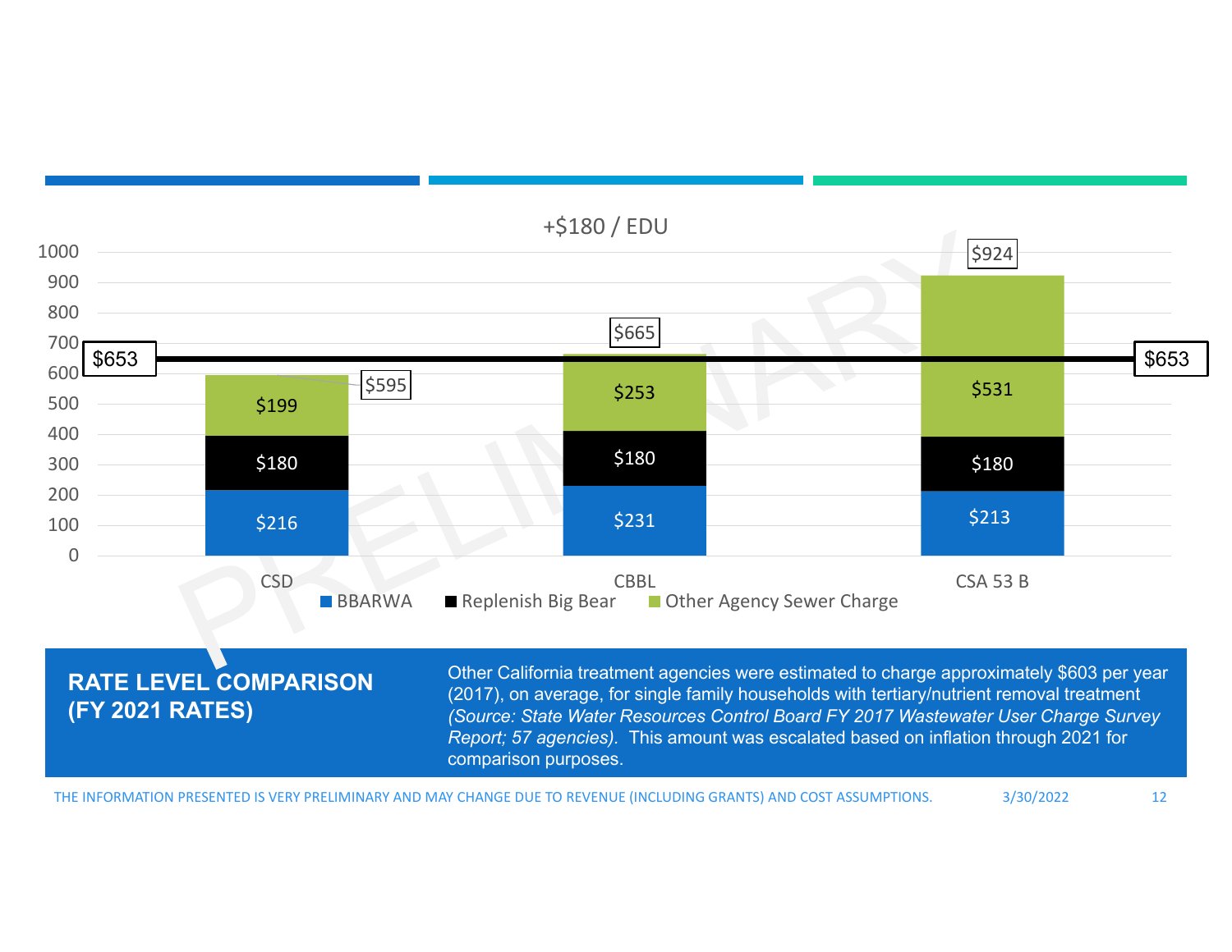+$180 / EDU

| | BBARWA | Replenish Big Bear | Other Agency Sewer Charge | Total |
|---|---|---|---|---|
| CSD | $216 | $180 | $199 | $595 |
| CBBL | $231 | $180 | $253 | $665 |
| CSA 53 B | $213 | $180 | $531 | $924 |

Reference line: $653

PRELIMINARY

## RATE LEVEL COMPARISON (FY 2021 RATES)

Other California treatment agencies were estimated to charge approximately $603 per year (2017), on average, for single family households with tertiary/nutrient removal treatment *(Source: State Water Resources Control Board FY 2017 Wastewater User Charge Survey Report; 57 agencies)*. This amount was escalated based on inflation through 2021 for comparison purposes.

THE INFORMATION PRESENTED IS VERY PRELIMINARY AND MAY CHANGE DUE TO REVENUE (INCLUDING GRANTS) AND COST ASSUMPTIONS. 3/30/2022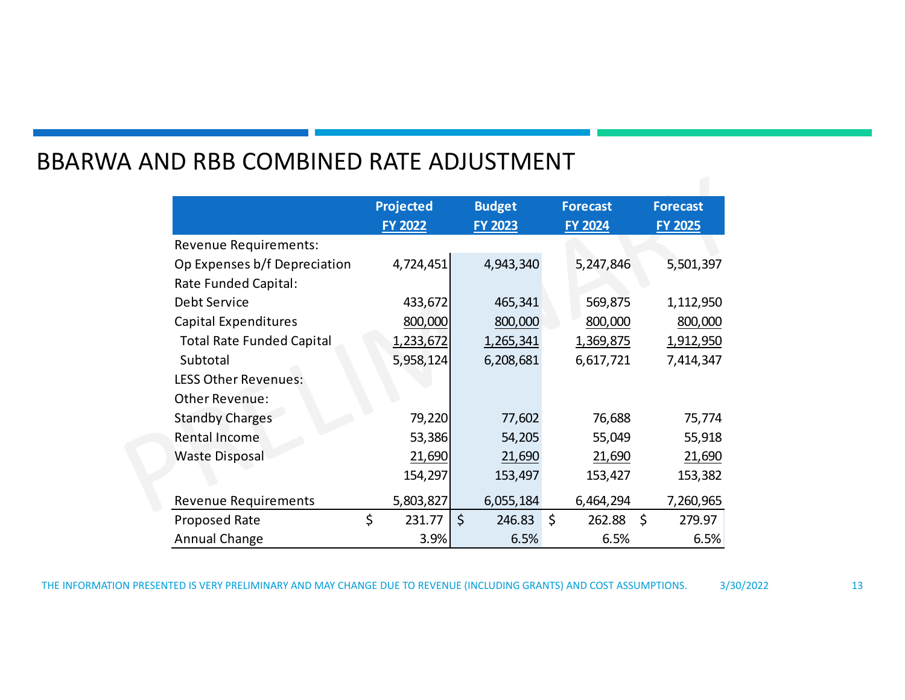# BBARWA AND RBB COMBINED RATE ADJUSTMENT

| | Projected FY 2022 | Budget FY 2023 | Forecast FY 2024 | Forecast FY 2025 |
|---|---|---|---|---|
| Revenue Requirements: | | | | |
| Op Expenses b/f Depreciation | 4,724,451 | 4,943,340 | 5,247,846 | 5,501,397 |
| Rate Funded Capital: | | | | |
| Debt Service | 433,672 | 465,341 | 569,875 | 1,112,950 |
| Capital Expenditures | 800,000 | 800,000 | 800,000 | 800,000 |
| Total Rate Funded Capital | 1,233,672 | 1,265,341 | 1,369,875 | 1,912,950 |
| Subtotal | 5,958,124 | 6,208,681 | 6,617,721 | 7,414,347 |
| LESS Other Revenues: | | | | |
| Other Revenue: | | | | |
| Standby Charges | 79,220 | 77,602 | 76,688 | 75,774 |
| Rental Income | 53,386 | 54,205 | 55,049 | 55,918 |
| Waste Disposal | 21,690 | 21,690 | 21,690 | 21,690 |
| | 154,297 | 153,497 | 153,427 | 153,382 |
| Revenue Requirements | 5,803,827 | 6,055,184 | 6,464,294 | 7,260,965 |
| Proposed Rate | $ 231.77 | $ 246.83 | $ 262.88 | $ 279.97 |
| Annual Change | 3.9% | 6.5% | 6.5% | 6.5% |

PRELIMINARY

THE INFORMATION PRESENTED IS VERY PRELIMINARY AND MAY CHANGE DUE TO REVENUE (INCLUDING GRANTS) AND COST ASSUMPTIONS.

3/30/2022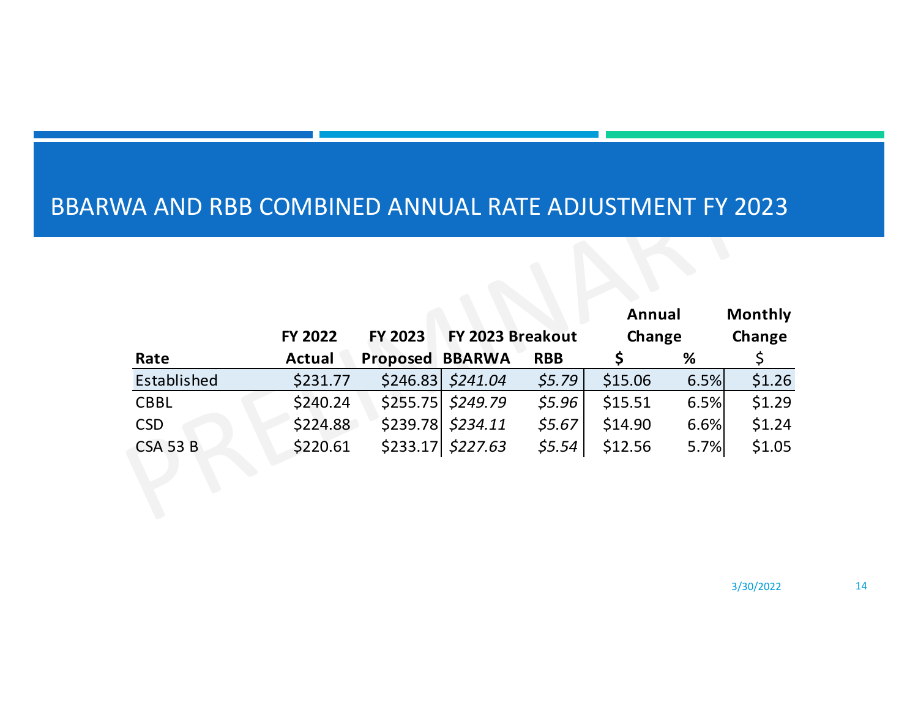# BBARWA AND RBB COMBINED ANNUAL RATE ADJUSTMENT FY 2023

| Rate | FY 2022 Actual | FY 2023 Proposed | FY 2023 Breakout BBARWA | RBB | Annual Change $ | % | Monthly Change $ |
|---|---|---|---|---|---|---|---|
| Established | $231.77 | $246.83 | *$241.04* | *$5.79* | $15.06 | 6.5% | $1.26 |
| CBBL | $240.24 | $255.75 | *$249.79* | *$5.96* | $15.51 | 6.5% | $1.29 |
| CSD | $224.88 | $239.78 | *$234.11* | *$5.67* | $14.90 | 6.6% | $1.24 |
| CSA 53 B | $220.61 | $233.17 | *$227.63* | *$5.54* | $12.56 | 5.7% | $1.05 |

PRELIMINARY

3/30/2022